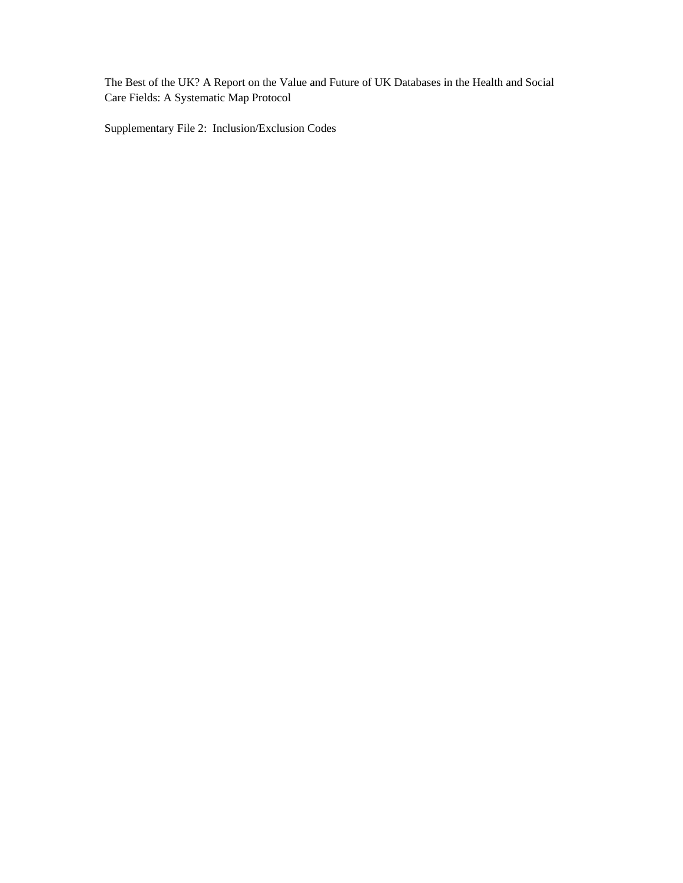The Best of the UK? A Report on the Value and Future of UK Databases in the Health and Social Care Fields: A Systematic Map Protocol

Supplementary File 2: Inclusion/Exclusion Codes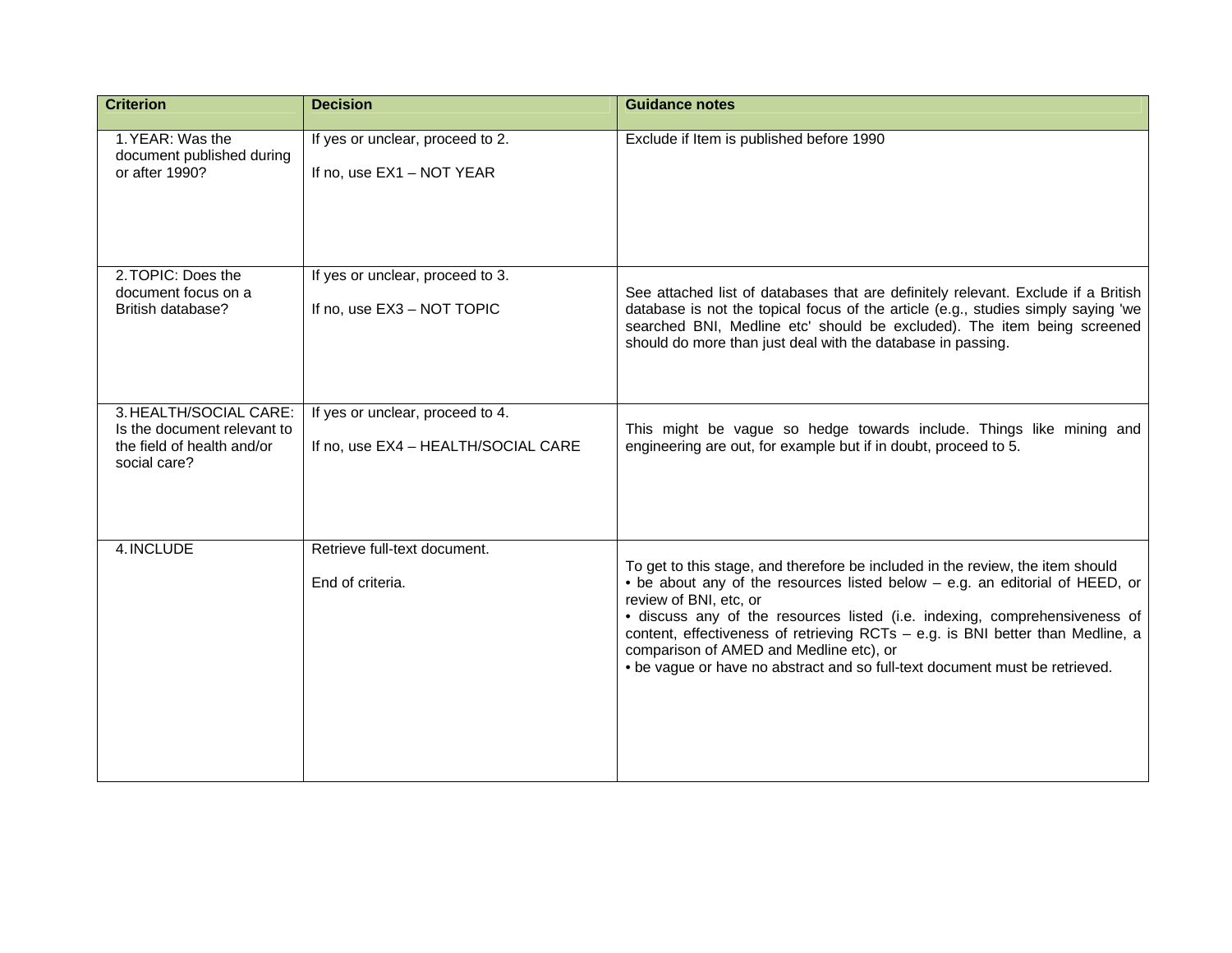| Criterion | Decision | Guidance notes |
| --- | --- | --- |
| 1. YEAR: Was the document published during or after 1990? | If yes or unclear, proceed to 2.<br><br>If no, use EX1 – NOT YEAR | Exclude if Item is published before 1990 |
| 2. TOPIC: Does the document focus on a British database? | If yes or unclear, proceed to 3.<br><br>If no, use EX3 – NOT TOPIC | See attached list of databases that are definitely relevant. Exclude if a British database is not the topical focus of the article (e.g., studies simply saying 'we searched BNI, Medline etc' should be excluded). The item being screened should do more than just deal with the database in passing. |
| 3. HEALTH/SOCIAL CARE: Is the document relevant to the field of health and/or social care? | If yes or unclear, proceed to 4.<br><br>If no, use EX4 – HEALTH/SOCIAL CARE | This might be vague so hedge towards include. Things like mining and engineering are out, for example but if in doubt, proceed to 5. |
| 4. INCLUDE | Retrieve full-text document.<br><br>End of criteria. | To get to this stage, and therefore be included in the review, the item should<br>• be about any of the resources listed below – e.g. an editorial of HEED, or review of BNI, etc, or<br>• discuss any of the resources listed (i.e. indexing, comprehensiveness of content, effectiveness of retrieving RCTs – e.g. is BNI better than Medline, a comparison of AMED and Medline etc), or<br>• be vague or have no abstract and so full-text document must be retrieved. |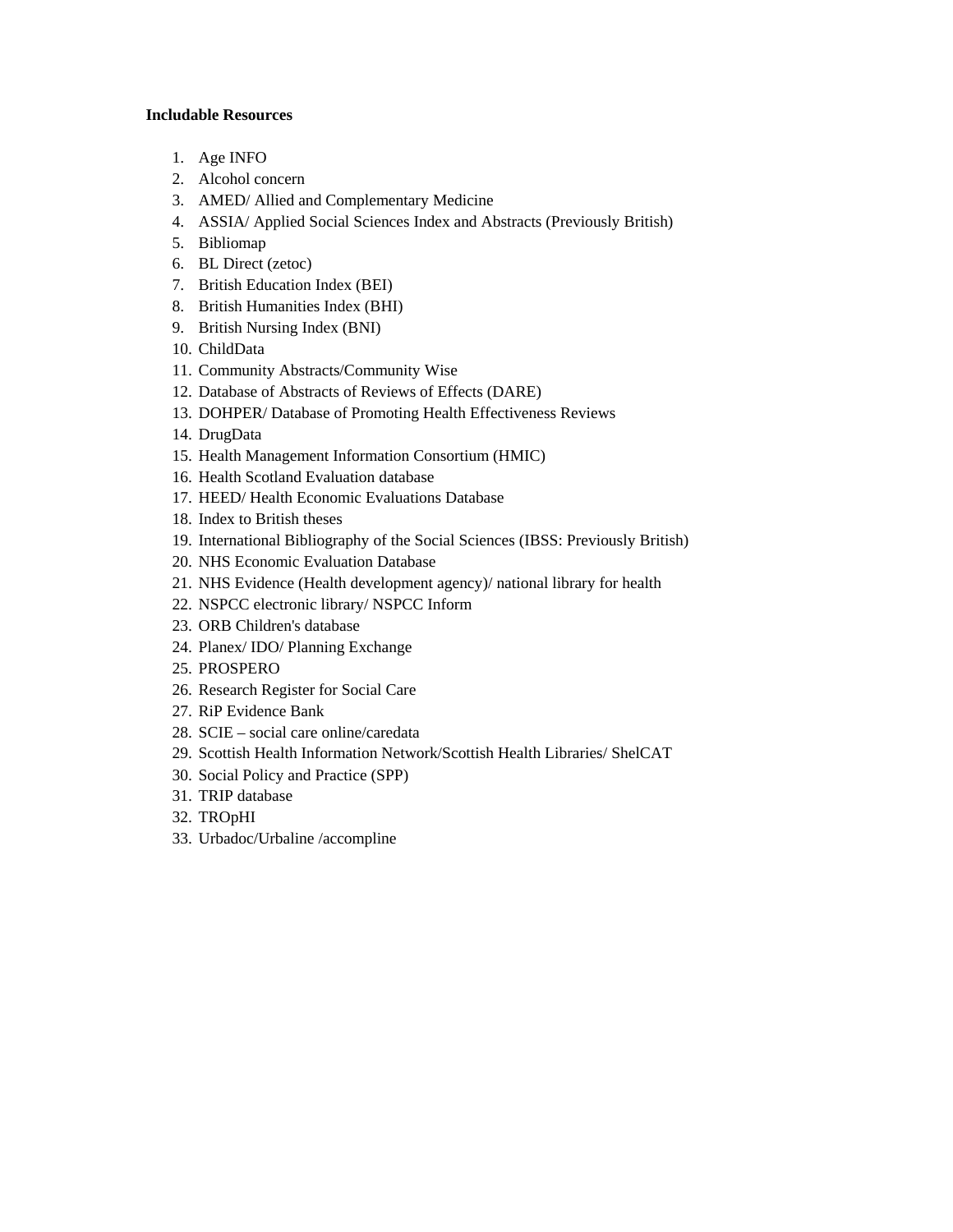**Includable Resources**

1. Age INFO
2. Alcohol concern
3. AMED/ Allied and Complementary Medicine
4. ASSIA/ Applied Social Sciences Index and Abstracts (Previously British)
5. Bibliomap
6. BL Direct (zetoc)
7. British Education Index (BEI)
8. British Humanities Index (BHI)
9. British Nursing Index (BNI)
10. ChildData
11. Community Abstracts/Community Wise
12. Database of Abstracts of Reviews of Effects (DARE)
13. DOHPER/ Database of Promoting Health Effectiveness Reviews
14. DrugData
15. Health Management Information Consortium (HMIC)
16. Health Scotland Evaluation database
17. HEED/ Health Economic Evaluations Database
18. Index to British theses
19. International Bibliography of the Social Sciences (IBSS: Previously British)
20. NHS Economic Evaluation Database
21. NHS Evidence (Health development agency)/ national library for health
22. NSPCC electronic library/ NSPCC Inform
23. ORB Children's database
24. Planex/ IDO/ Planning Exchange
25. PROSPERO
26. Research Register for Social Care
27. RiP Evidence Bank
28. SCIE – social care online/caredata
29. Scottish Health Information Network/Scottish Health Libraries/ ShelCAT
30. Social Policy and Practice (SPP)
31. TRIP database
32. TROpHI
33. Urbadoc/Urbaline /accompline